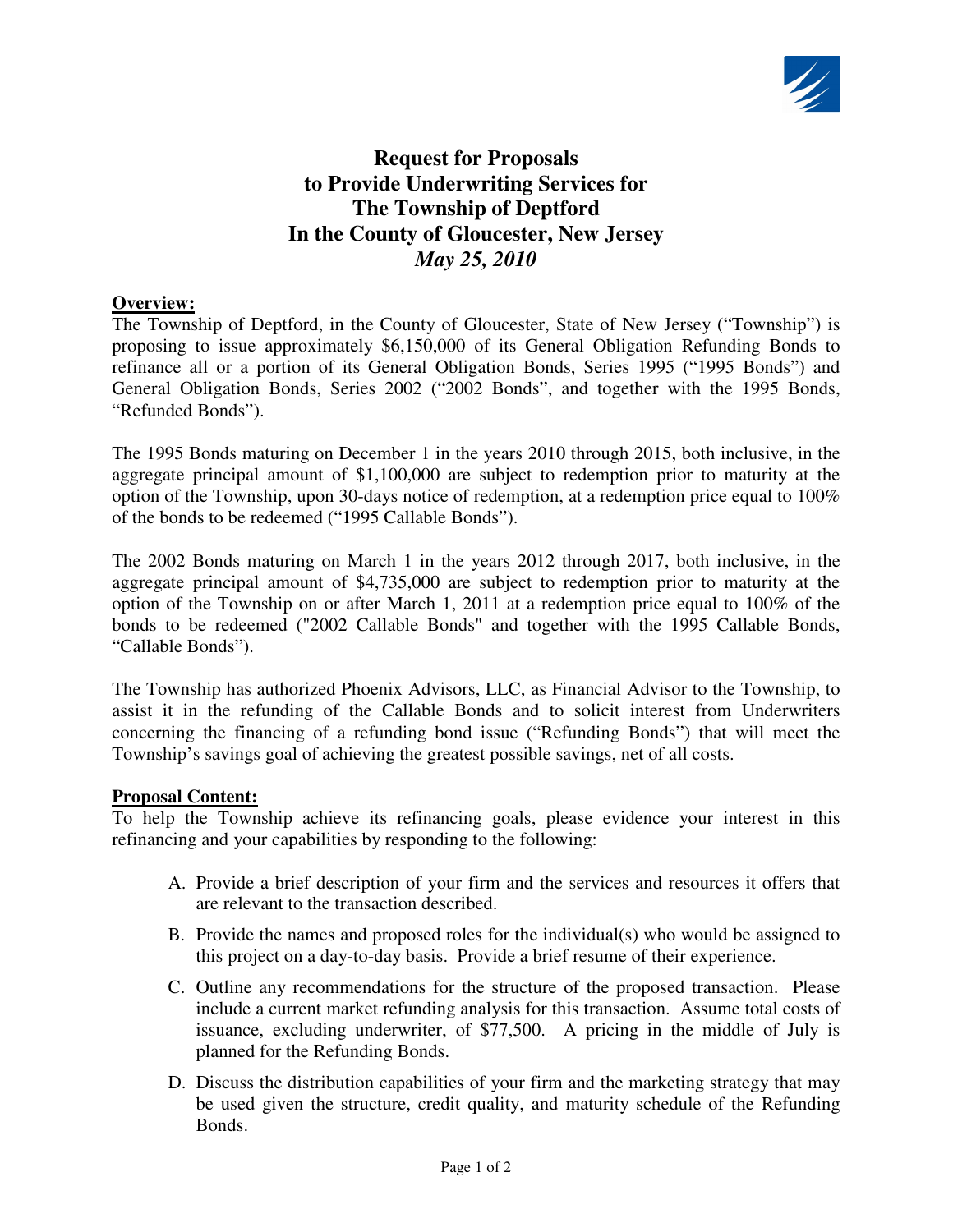# Request for Proposals to Provide Underwriting Services for The Township of Deptford In the County of Gloucester, New Jersey

***May 25, 2010***

**Overview:**

The Township of Deptford, in the County of Gloucester, State of New Jersey ("Township") is proposing to issue approximately $6,150,000 of its General Obligation Refunding Bonds to refinance all or a portion of its General Obligation Bonds, Series 1995 ("1995 Bonds") and General Obligation Bonds, Series 2002 ("2002 Bonds", and together with the 1995 Bonds, "Refunded Bonds").

The 1995 Bonds maturing on December 1 in the years 2010 through 2015, both inclusive, in the aggregate principal amount of $1,100,000 are subject to redemption prior to maturity at the option of the Township, upon 30-days notice of redemption, at a redemption price equal to 100% of the bonds to be redeemed ("1995 Callable Bonds").

The 2002 Bonds maturing on March 1 in the years 2012 through 2017, both inclusive, in the aggregate principal amount of $4,735,000 are subject to redemption prior to maturity at the option of the Township on or after March 1, 2011 at a redemption price equal to 100% of the bonds to be redeemed ("2002 Callable Bonds" and together with the 1995 Callable Bonds, "Callable Bonds").

The Township has authorized Phoenix Advisors, LLC, as Financial Advisor to the Township, to assist it in the refunding of the Callable Bonds and to solicit interest from Underwriters concerning the financing of a refunding bond issue ("Refunding Bonds") that will meet the Township's savings goal of achieving the greatest possible savings, net of all costs.

**Proposal Content:**

To help the Township achieve its refinancing goals, please evidence your interest in this refinancing and your capabilities by responding to the following:

A. Provide a brief description of your firm and the services and resources it offers that are relevant to the transaction described.

B. Provide the names and proposed roles for the individual(s) who would be assigned to this project on a day-to-day basis. Provide a brief resume of their experience.

C. Outline any recommendations for the structure of the proposed transaction. Please include a current market refunding analysis for this transaction. Assume total costs of issuance, excluding underwriter, of $77,500. A pricing in the middle of July is planned for the Refunding Bonds.

D. Discuss the distribution capabilities of your firm and the marketing strategy that may be used given the structure, credit quality, and maturity schedule of the Refunding Bonds.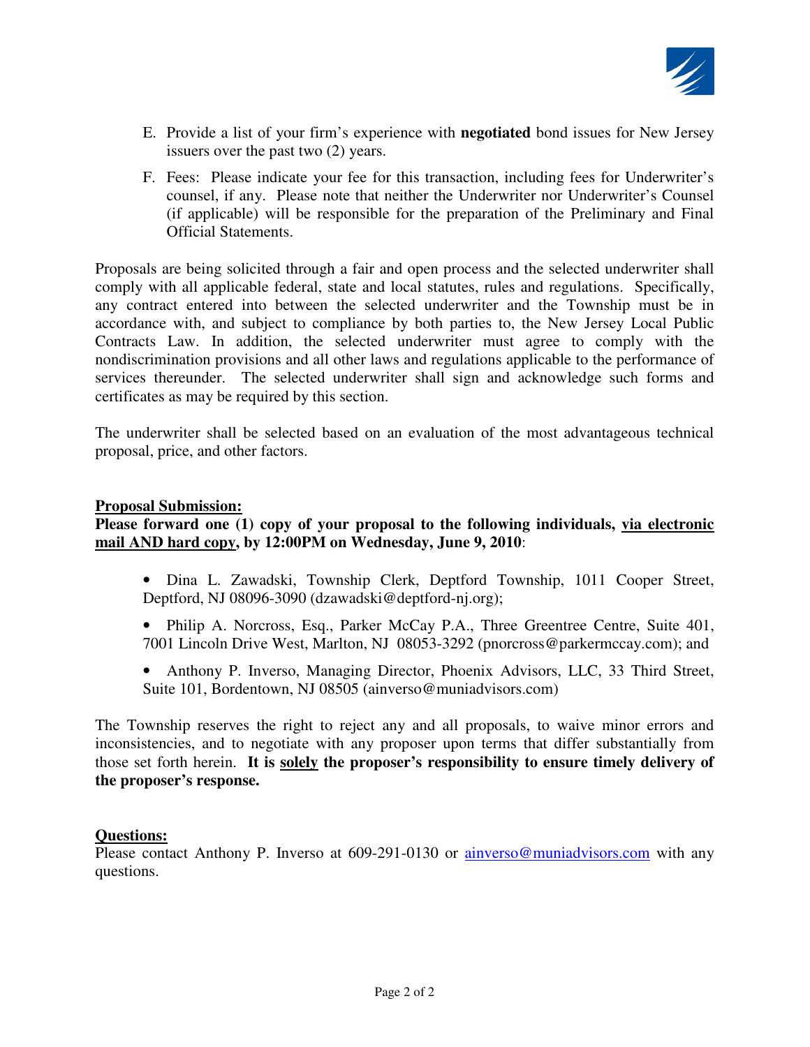E. Provide a list of your firm's experience with **negotiated** bond issues for New Jersey issuers over the past two (2) years.

F. Fees: Please indicate your fee for this transaction, including fees for Underwriter's counsel, if any. Please note that neither the Underwriter nor Underwriter's Counsel (if applicable) will be responsible for the preparation of the Preliminary and Final Official Statements.

Proposals are being solicited through a fair and open process and the selected underwriter shall comply with all applicable federal, state and local statutes, rules and regulations. Specifically, any contract entered into between the selected underwriter and the Township must be in accordance with, and subject to compliance by both parties to, the New Jersey Local Public Contracts Law. In addition, the selected underwriter must agree to comply with the nondiscrimination provisions and all other laws and regulations applicable to the performance of services thereunder. The selected underwriter shall sign and acknowledge such forms and certificates as may be required by this section.

The underwriter shall be selected based on an evaluation of the most advantageous technical proposal, price, and other factors.

**Proposal Submission:**

**Please forward one (1) copy of your proposal to the following individuals, via electronic mail AND hard copy, by 12:00PM on Wednesday, June 9, 2010**:

- Dina L. Zawadski, Township Clerk, Deptford Township, 1011 Cooper Street, Deptford, NJ 08096-3090 (dzawadski@deptford-nj.org);
- Philip A. Norcross, Esq., Parker McCay P.A., Three Greentree Centre, Suite 401, 7001 Lincoln Drive West, Marlton, NJ 08053-3292 (pnorcross@parkermccay.com); and
- Anthony P. Inverso, Managing Director, Phoenix Advisors, LLC, 33 Third Street, Suite 101, Bordentown, NJ 08505 (ainverso@muniadvisors.com)

The Township reserves the right to reject any and all proposals, to waive minor errors and inconsistencies, and to negotiate with any proposer upon terms that differ substantially from those set forth herein. **It is solely the proposer's responsibility to ensure timely delivery of the proposer's response.**

**Questions:**

Please contact Anthony P. Inverso at 609-291-0130 or ainverso@muniadvisors.com with any questions.